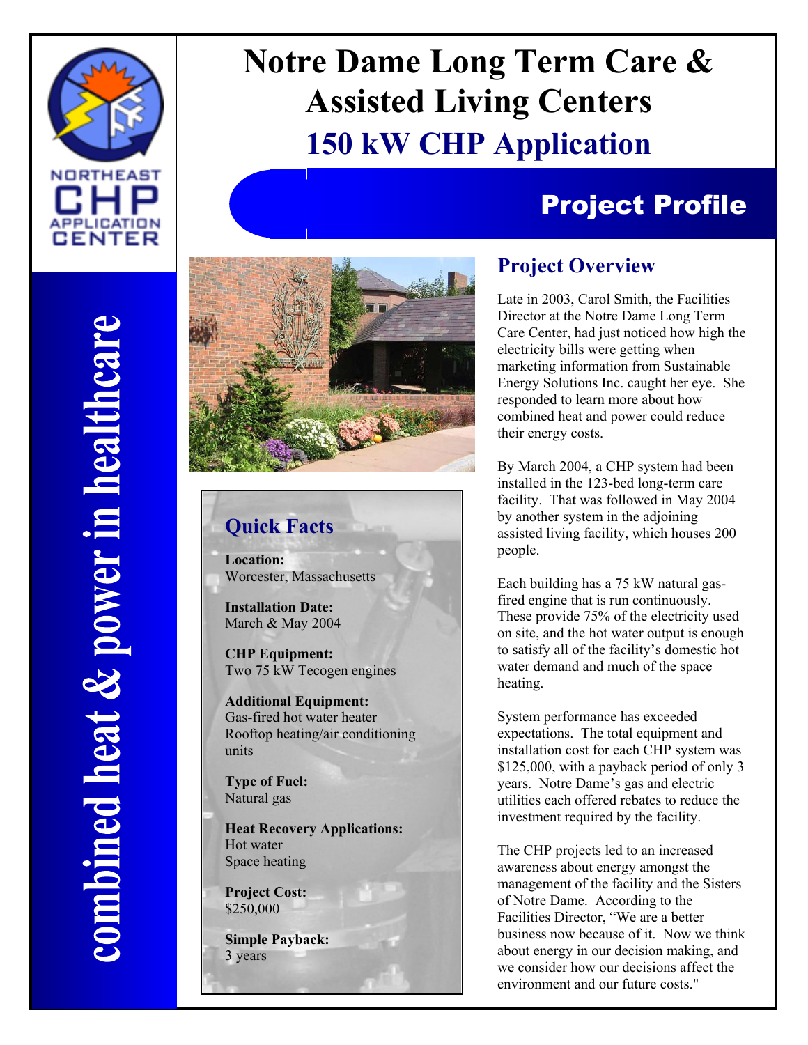NORTHEAST CHP APPLICATION CENTER

combined heat & power in healthcare

# Notre Dame Long Term Care & Assisted Living Centers

# 150 kW CHP Application

## Project Profile

### Quick Facts

**Location:**
Worcester, Massachusetts

**Installation Date:**
March & May 2004

**CHP Equipment:**
Two 75 kW Tecogen engines

**Additional Equipment:**
Gas-fired hot water heater
Rooftop heating/air conditioning units

**Type of Fuel:**
Natural gas

**Heat Recovery Applications:**
Hot water
Space heating

**Project Cost:**
$250,000

**Simple Payback:**
3 years

### Project Overview

Late in 2003, Carol Smith, the Facilities Director at the Notre Dame Long Term Care Center, had just noticed how high the electricity bills were getting when marketing information from Sustainable Energy Solutions Inc. caught her eye. She responded to learn more about how combined heat and power could reduce their energy costs.

By March 2004, a CHP system had been installed in the 123-bed long-term care facility. That was followed in May 2004 by another system in the adjoining assisted living facility, which houses 200 people.

Each building has a 75 kW natural gas-fired engine that is run continuously. These provide 75% of the electricity used on site, and the hot water output is enough to satisfy all of the facility's domestic hot water demand and much of the space heating.

System performance has exceeded expectations. The total equipment and installation cost for each CHP system was $125,000, with a payback period of only 3 years. Notre Dame's gas and electric utilities each offered rebates to reduce the investment required by the facility.

The CHP projects led to an increased awareness about energy amongst the management of the facility and the Sisters of Notre Dame. According to the Facilities Director, "We are a better business now because of it. Now we think about energy in our decision making, and we consider how our decisions affect the environment and our future costs."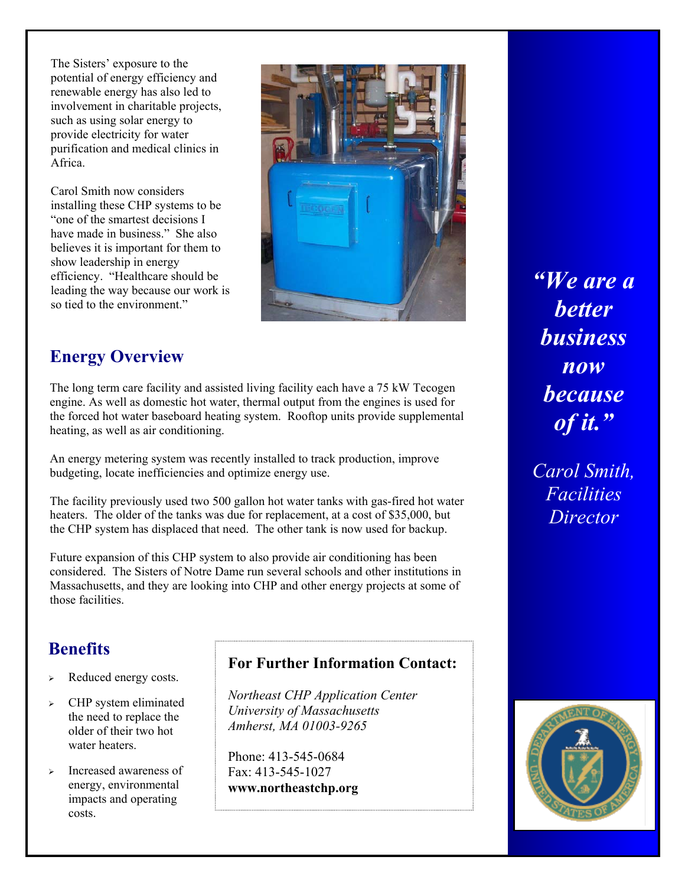The Sisters' exposure to the potential of energy efficiency and renewable energy has also led to involvement in charitable projects, such as using solar energy to provide electricity for water purification and medical clinics in Africa.

Carol Smith now considers installing these CHP systems to be "one of the smartest decisions I have made in business." She also believes it is important for them to show leadership in energy efficiency. "Healthcare should be leading the way because our work is so tied to the environment."

## Energy Overview

The long term care facility and assisted living facility each have a 75 kW Tecogen engine. As well as domestic hot water, thermal output from the engines is used for the forced hot water baseboard heating system. Rooftop units provide supplemental heating, as well as air conditioning.

An energy metering system was recently installed to track production, improve budgeting, locate inefficiencies and optimize energy use.

The facility previously used two 500 gallon hot water tanks with gas-fired hot water heaters. The older of the tanks was due for replacement, at a cost of $35,000, but the CHP system has displaced that need. The other tank is now used for backup.

Future expansion of this CHP system to also provide air conditioning has been considered. The Sisters of Notre Dame run several schools and other institutions in Massachusetts, and they are looking into CHP and other energy projects at some of those facilities.

## Benefits

- Reduced energy costs.
- CHP system eliminated the need to replace the older of their two hot water heaters.
- Increased awareness of energy, environmental impacts and operating costs.

### For Further Information Contact:

*Northeast CHP Application Center*
*University of Massachusetts*
*Amherst, MA 01003-9265*

Phone: 413-545-0684
Fax: 413-545-1027
**www.northeastchp.org**

***"We are a better business now because of it."***

*Carol Smith, Facilities Director*